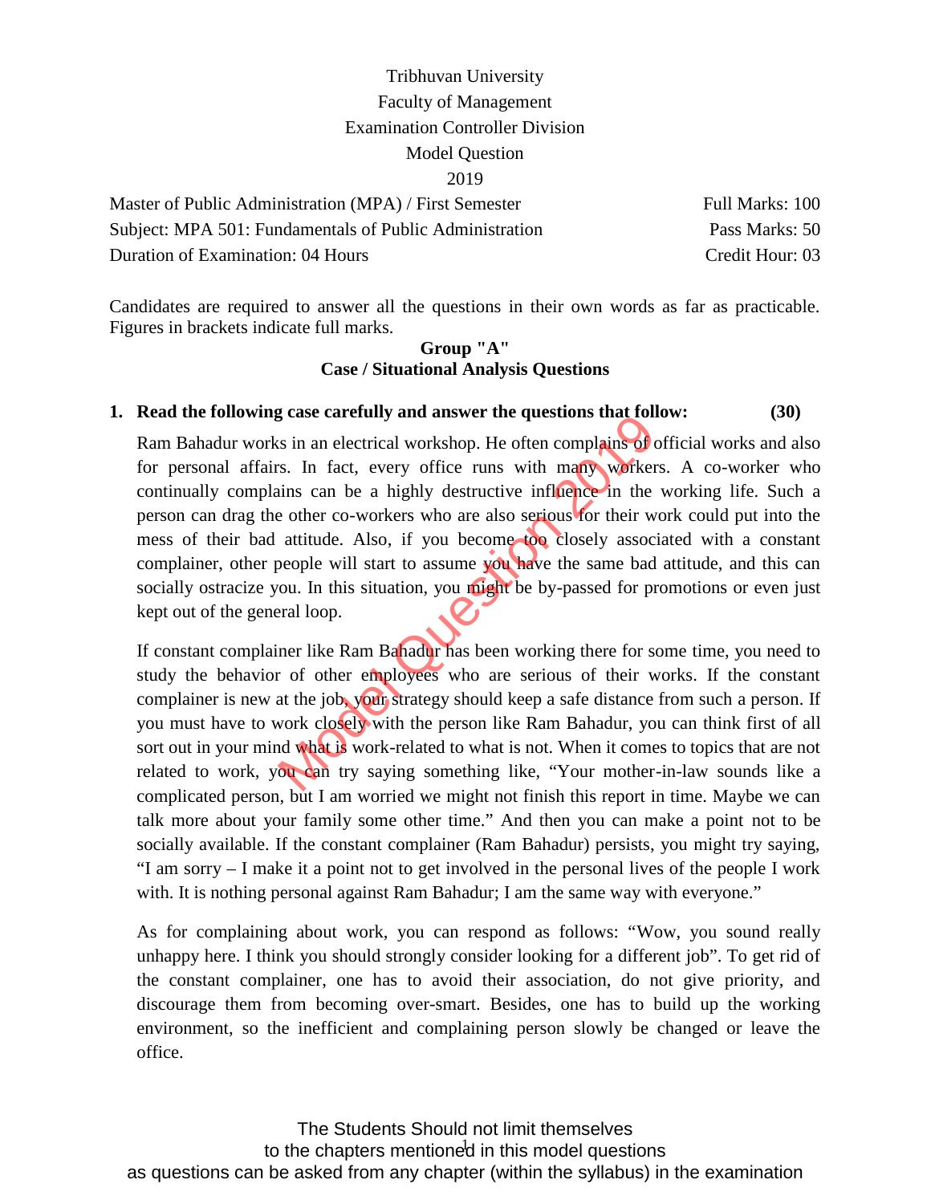Tribhuvan University

Faculty of Management

Examination Controller Division

Model Question

2019

Master of Public Administration (MPA) / First Semester — Full Marks: 100

Subject: MPA 501: Fundamentals of Public Administration — Pass Marks: 50

Duration of Examination: 04 Hours — Credit Hour: 03

Candidates are required to answer all the questions in their own words as far as practicable. Figures in brackets indicate full marks.

## Group "A"
## Case / Situational Analysis Questions

**1. Read the following case carefully and answer the questions that follow: (30)**

Ram Bahadur works in an electrical workshop. He often complains of official works and also for personal affairs. In fact, every office runs with many workers. A co-worker who continually complains can be a highly destructive influence in the working life. Such a person can drag the other co-workers who are also serious for their work could put into the mess of their bad attitude. Also, if you become too closely associated with a constant complainer, other people will start to assume you have the same bad attitude, and this can socially ostracize you. In this situation, you might be by-passed for promotions or even just kept out of the general loop.

If constant complainer like Ram Bahadur has been working there for some time, you need to study the behavior of other employees who are serious of their works. If the constant complainer is new at the job, your strategy should keep a safe distance from such a person. If you must have to work closely with the person like Ram Bahadur, you can think first of all sort out in your mind what is work-related to what is not. When it comes to topics that are not related to work, you can try saying something like, "Your mother-in-law sounds like a complicated person, but I am worried we might not finish this report in time. Maybe we can talk more about your family some other time." And then you can make a point not to be socially available. If the constant complainer (Ram Bahadur) persists, you might try saying, "I am sorry – I make it a point not to get involved in the personal lives of the people I work with. It is nothing personal against Ram Bahadur; I am the same way with everyone."

As for complaining about work, you can respond as follows: "Wow, you sound really unhappy here. I think you should strongly consider looking for a different job". To get rid of the constant complainer, one has to avoid their association, do not give priority, and discourage them from becoming over-smart. Besides, one has to build up the working environment, so the inefficient and complaining person slowly be changed or leave the office.

The Students Should not limit themselves to the chapters mentioned in this model questions as questions can be asked from any chapter (within the syllabus) in the examination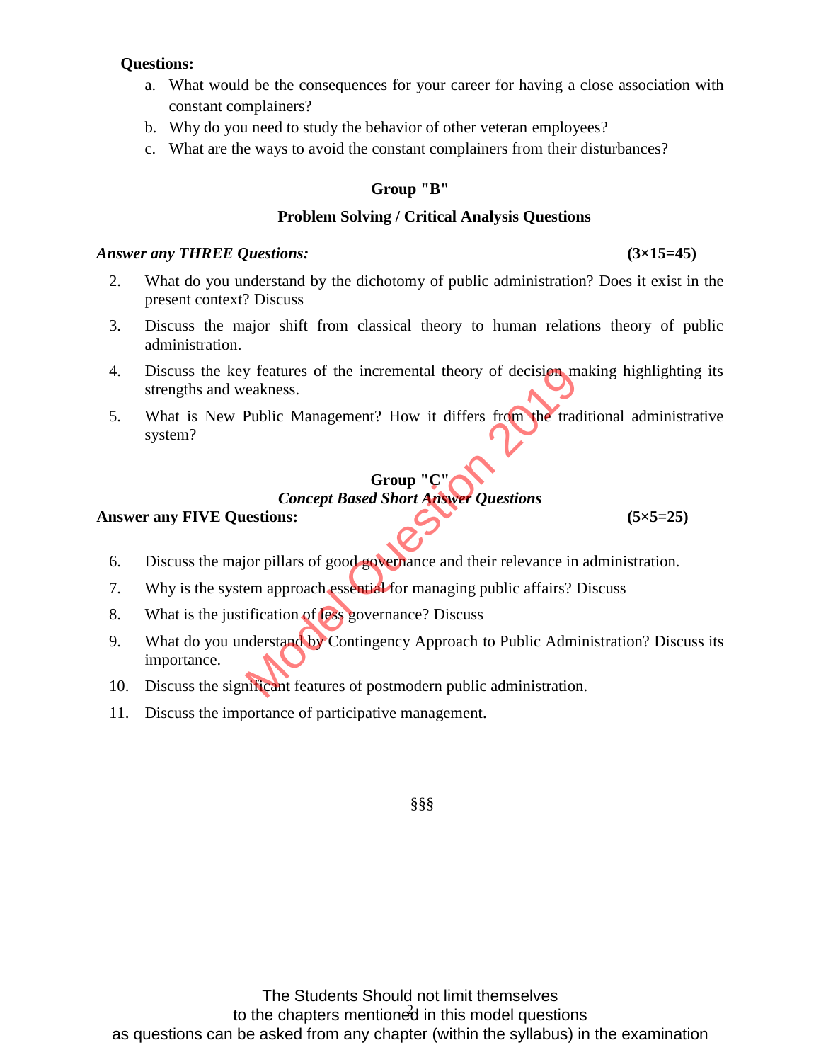**Questions:**

a. What would be the consequences for your career for having a close association with constant complainers?

b. Why do you need to study the behavior of other veteran employees?

c. What are the ways to avoid the constant complainers from their disturbances?

## Group "B"

### Problem Solving / Critical Analysis Questions

***Answer any THREE Questions:*** **(3×15=45)**

2. What do you understand by the dichotomy of public administration? Does it exist in the present context? Discuss

3. Discuss the major shift from classical theory to human relations theory of public administration.

4. Discuss the key features of the incremental theory of decision making highlighting its strengths and weakness.

5. What is New Public Management? How it differs from the traditional administrative system?

## Group "C"

### *Concept Based Short Answer Questions*

**Answer any FIVE Questions:** **(5×5=25)**

6. Discuss the major pillars of good governance and their relevance in administration.

7. Why is the system approach essential for managing public affairs? Discuss

8. What is the justification of less governance? Discuss

9. What do you understand by Contingency Approach to Public Administration? Discuss its importance.

10. Discuss the significant features of postmodern public administration.

11. Discuss the importance of participative management.

§§§

The Students Should not limit themselves
to the chapters mentioned in this model questions
as questions can be asked from any chapter (within the syllabus) in the examination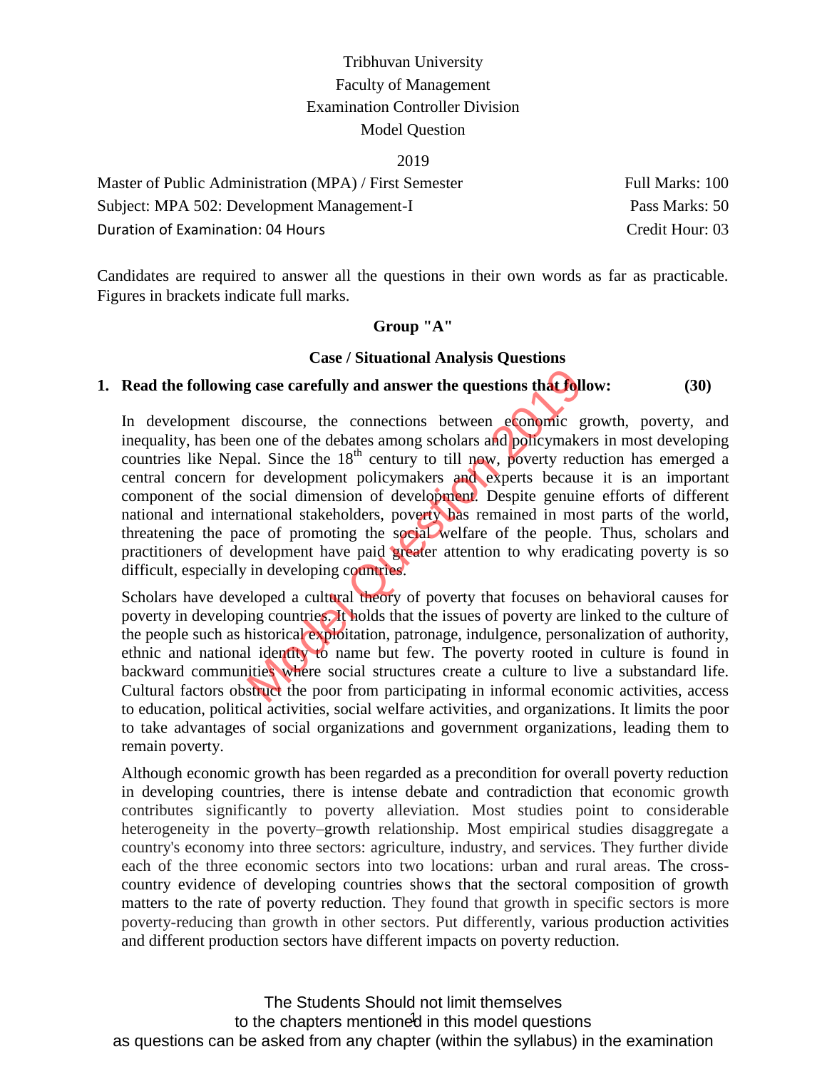Tribhuvan University

Faculty of Management

Examination Controller Division

Model Question

2019

Master of Public Administration (MPA) / First Semester — Full Marks: 100

Subject: MPA 502: Development Management-I — Pass Marks: 50

Duration of Examination: 04 Hours — Credit Hour: 03

Candidates are required to answer all the questions in their own words as far as practicable. Figures in brackets indicate full marks.

## Group "A"

### Case / Situational Analysis Questions

**1. Read the following case carefully and answer the questions that follow: (30)**

In development discourse, the connections between economic growth, poverty, and inequality, has been one of the debates among scholars and policymakers in most developing countries like Nepal. Since the 18th century to till now, poverty reduction has emerged a central concern for development policymakers and experts because it is an important component of the social dimension of development. Despite genuine efforts of different national and international stakeholders, poverty has remained in most parts of the world, threatening the pace of promoting the social welfare of the people. Thus, scholars and practitioners of development have paid greater attention to why eradicating poverty is so difficult, especially in developing countries.

Scholars have developed a cultural theory of poverty that focuses on behavioral causes for poverty in developing countries. It holds that the issues of poverty are linked to the culture of the people such as historical exploitation, patronage, indulgence, personalization of authority, ethnic and national identity to name but few. The poverty rooted in culture is found in backward communities where social structures create a culture to live a substandard life. Cultural factors obstruct the poor from participating in informal economic activities, access to education, political activities, social welfare activities, and organizations. It limits the poor to take advantages of social organizations and government organizations, leading them to remain poverty.

Although economic growth has been regarded as a precondition for overall poverty reduction in developing countries, there is intense debate and contradiction that economic growth contributes significantly to poverty alleviation. Most studies point to considerable heterogeneity in the poverty–growth relationship. Most empirical studies disaggregate a country's economy into three sectors: agriculture, industry, and services. They further divide each of the three economic sectors into two locations: urban and rural areas. The cross-country evidence of developing countries shows that the sectoral composition of growth matters to the rate of poverty reduction. They found that growth in specific sectors is more poverty-reducing than growth in other sectors. Put differently, various production activities and different production sectors have different impacts on poverty reduction.

The Students Should not limit themselves to the chapters mentioned in this model questions as questions can be asked from any chapter (within the syllabus) in the examination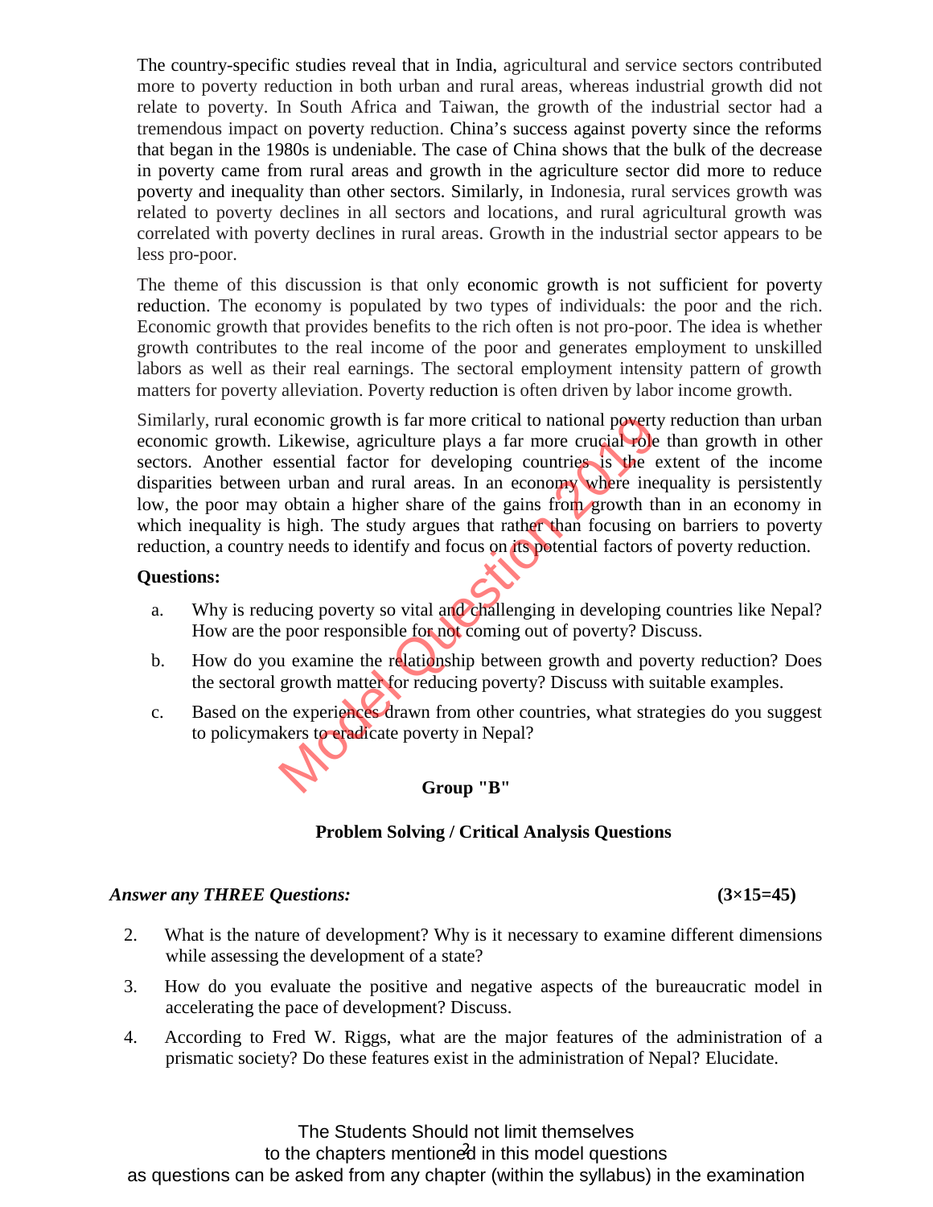The country-specific studies reveal that in India, agricultural and service sectors contributed more to poverty reduction in both urban and rural areas, whereas industrial growth did not relate to poverty. In South Africa and Taiwan, the growth of the industrial sector had a tremendous impact on poverty reduction. China's success against poverty since the reforms that began in the 1980s is undeniable. The case of China shows that the bulk of the decrease in poverty came from rural areas and growth in the agriculture sector did more to reduce poverty and inequality than other sectors. Similarly, in Indonesia, rural services growth was related to poverty declines in all sectors and locations, and rural agricultural growth was correlated with poverty declines in rural areas. Growth in the industrial sector appears to be less pro-poor.

The theme of this discussion is that only economic growth is not sufficient for poverty reduction. The economy is populated by two types of individuals: the poor and the rich. Economic growth that provides benefits to the rich often is not pro-poor. The idea is whether growth contributes to the real income of the poor and generates employment to unskilled labors as well as their real earnings. The sectoral employment intensity pattern of growth matters for poverty alleviation. Poverty reduction is often driven by labor income growth.

Similarly, rural economic growth is far more critical to national poverty reduction than urban economic growth. Likewise, agriculture plays a far more crucial role than growth in other sectors. Another essential factor for developing countries is the extent of the income disparities between urban and rural areas. In an economy where inequality is persistently low, the poor may obtain a higher share of the gains from growth than in an economy in which inequality is high. The study argues that rather than focusing on barriers to poverty reduction, a country needs to identify and focus on its potential factors of poverty reduction.

**Questions:**

a. Why is reducing poverty so vital and challenging in developing countries like Nepal? How are the poor responsible for not coming out of poverty? Discuss.

b. How do you examine the relationship between growth and poverty reduction? Does the sectoral growth matter for reducing poverty? Discuss with suitable examples.

c. Based on the experiences drawn from other countries, what strategies do you suggest to policymakers to eradicate poverty in Nepal?

## Group "B"

### Problem Solving / Critical Analysis Questions

***Answer any THREE Questions:*** **(3×15=45)**

2. What is the nature of development? Why is it necessary to examine different dimensions while assessing the development of a state?

3. How do you evaluate the positive and negative aspects of the bureaucratic model in accelerating the pace of development? Discuss.

4. According to Fred W. Riggs, what are the major features of the administration of a prismatic society? Do these features exist in the administration of Nepal? Elucidate.

The Students Should not limit themselves
to the chapters mentioned in this model questions
as questions can be asked from any chapter (within the syllabus) in the examination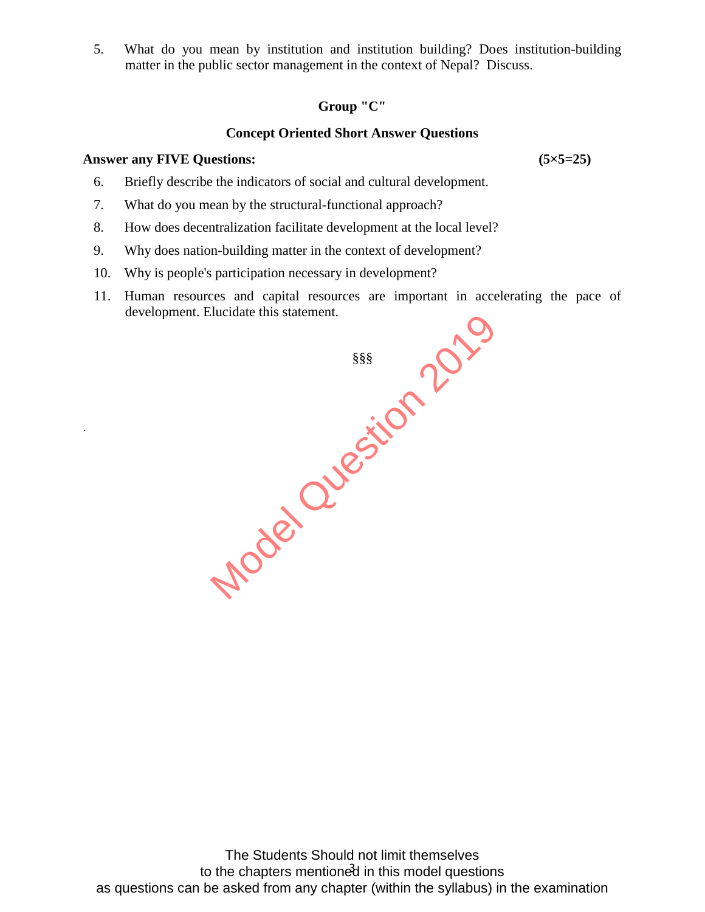5. What do you mean by institution and institution building? Does institution-building matter in the public sector management in the context of Nepal? Discuss.

## Group "C"

### Concept Oriented Short Answer Questions

**Answer any FIVE Questions:** **(5×5=25)**

6. Briefly describe the indicators of social and cultural development.
7. What do you mean by the structural-functional approach?
8. How does decentralization facilitate development at the local level?
9. Why does nation-building matter in the context of development?
10. Why is people's participation necessary in development?
11. Human resources and capital resources are important in accelerating the pace of development. Elucidate this statement.

§§§

.

The Students Should not limit themselves
to the chapters mentioned in this model questions
as questions can be asked from any chapter (within the syllabus) in the examination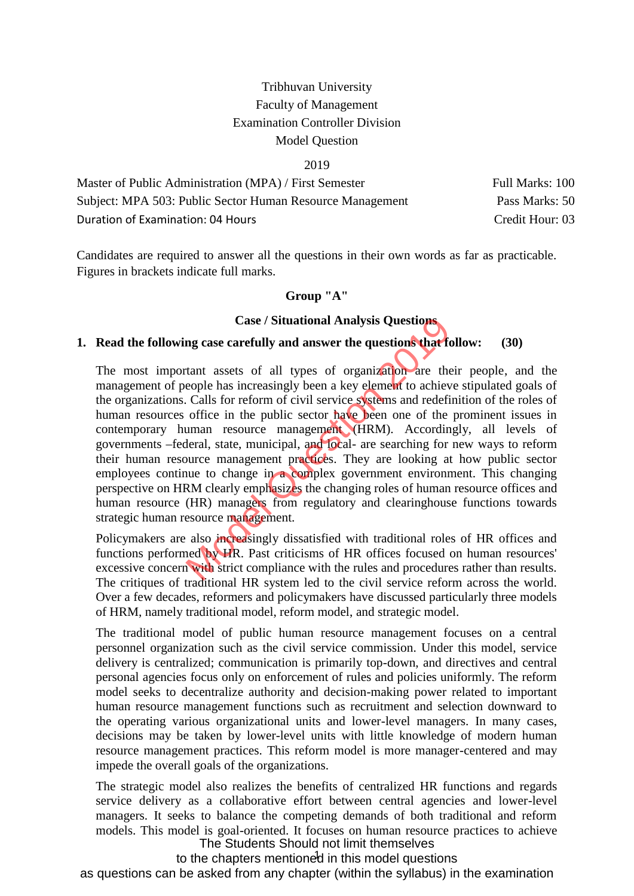Tribhuvan University
Faculty of Management
Examination Controller Division
Model Question

2019

| Master of Public Administration (MPA) / First Semester | Full Marks: 100 |
|---|---|
| Subject: MPA 503: Public Sector Human Resource Management | Pass Marks: 50 |
| Duration of Examination: 04 Hours | Credit Hour: 03 |

Candidates are required to answer all the questions in their own words as far as practicable. Figures in brackets indicate full marks.

## Group "A"

### Case / Situational Analysis Questions

**1. Read the following case carefully and answer the questions that follow: (30)**

The most important assets of all types of organization are their people, and the management of people has increasingly been a key element to achieve stipulated goals of the organizations. Calls for reform of civil service systems and redefinition of the roles of human resources office in the public sector have been one of the prominent issues in contemporary human resource management (HRM). Accordingly, all levels of governments –federal, state, municipal, and local- are searching for new ways to reform their human resource management practices. They are looking at how public sector employees continue to change in a complex government environment. This changing perspective on HRM clearly emphasizes the changing roles of human resource offices and human resource (HR) managers from regulatory and clearinghouse functions towards strategic human resource management.

Policymakers are also increasingly dissatisfied with traditional roles of HR offices and functions performed by HR. Past criticisms of HR offices focused on human resources' excessive concern with strict compliance with the rules and procedures rather than results. The critiques of traditional HR system led to the civil service reform across the world. Over a few decades, reformers and policymakers have discussed particularly three models of HRM, namely traditional model, reform model, and strategic model.

The traditional model of public human resource management focuses on a central personnel organization such as the civil service commission. Under this model, service delivery is centralized; communication is primarily top-down, and directives and central personal agencies focus only on enforcement of rules and policies uniformly. The reform model seeks to decentralize authority and decision-making power related to important human resource management functions such as recruitment and selection downward to the operating various organizational units and lower-level managers. In many cases, decisions may be taken by lower-level units with little knowledge of modern human resource management practices. This reform model is more manager-centered and may impede the overall goals of the organizations.

The strategic model also realizes the benefits of centralized HR functions and regards service delivery as a collaborative effort between central agencies and lower-level managers. It seeks to balance the competing demands of both traditional and reform models. This model is goal-oriented. It focuses on human resource practices to achieve

The Students Should not limit themselves
to the chapters mentioned in this model questions
as questions can be asked from any chapter (within the syllabus) in the examination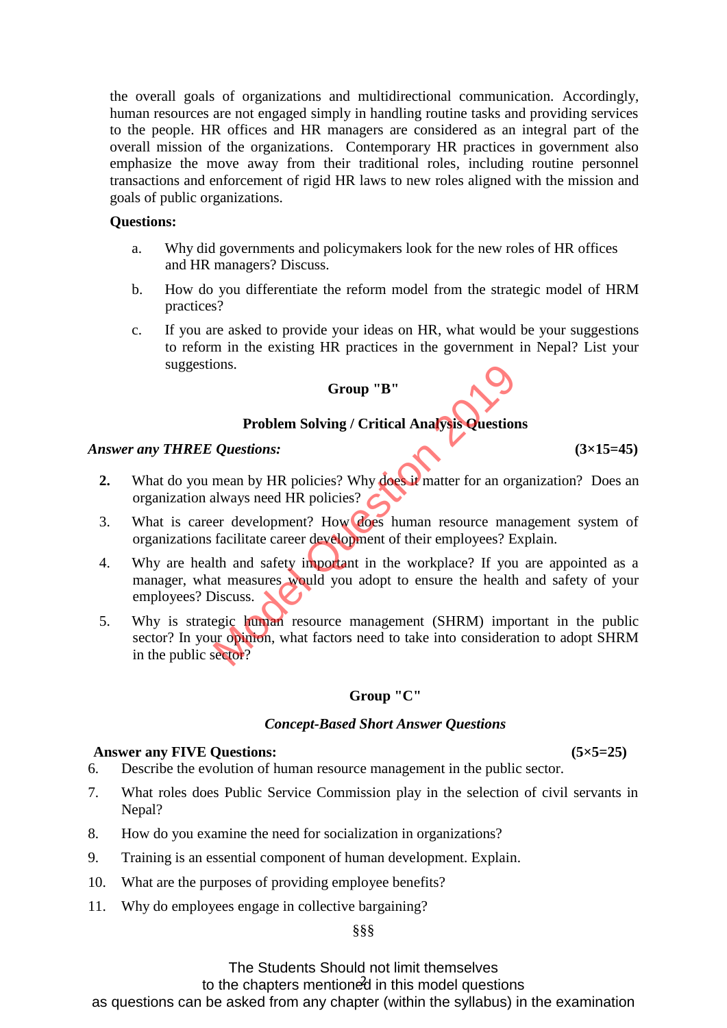the overall goals of organizations and multidirectional communication. Accordingly, human resources are not engaged simply in handling routine tasks and providing services to the people. HR offices and HR managers are considered as an integral part of the overall mission of the organizations. Contemporary HR practices in government also emphasize the move away from their traditional roles, including routine personnel transactions and enforcement of rigid HR laws to new roles aligned with the mission and goals of public organizations.

**Questions:**

a. Why did governments and policymakers look for the new roles of HR offices and HR managers? Discuss.

b. How do you differentiate the reform model from the strategic model of HRM practices?

c. If you are asked to provide your ideas on HR, what would be your suggestions to reform in the existing HR practices in the government in Nepal? List your suggestions.

## Group "B"

### Problem Solving / Critical Analysis Questions

***Answer any THREE Questions:*** **(3×15=45)**

**2.** What do you mean by HR policies? Why does it matter for an organization? Does an organization always need HR policies?

3. What is career development? How does human resource management system of organizations facilitate career development of their employees? Explain.

4. Why are health and safety important in the workplace? If you are appointed as a manager, what measures would you adopt to ensure the health and safety of your employees? Discuss.

5. Why is strategic human resource management (SHRM) important in the public sector? In your opinion, what factors need to take into consideration to adopt SHRM in the public sector?

## Group "C"

### *Concept-Based Short Answer Questions*

**Answer any FIVE Questions:** **(5×5=25)**

6. Describe the evolution of human resource management in the public sector.

7. What roles does Public Service Commission play in the selection of civil servants in Nepal?

8. How do you examine the need for socialization in organizations?

9. Training is an essential component of human development. Explain.

10. What are the purposes of providing employee benefits?

11. Why do employees engage in collective bargaining?

§§§

The Students Should not limit themselves to the chapters mentioned in this model questions as questions can be asked from any chapter (within the syllabus) in the examination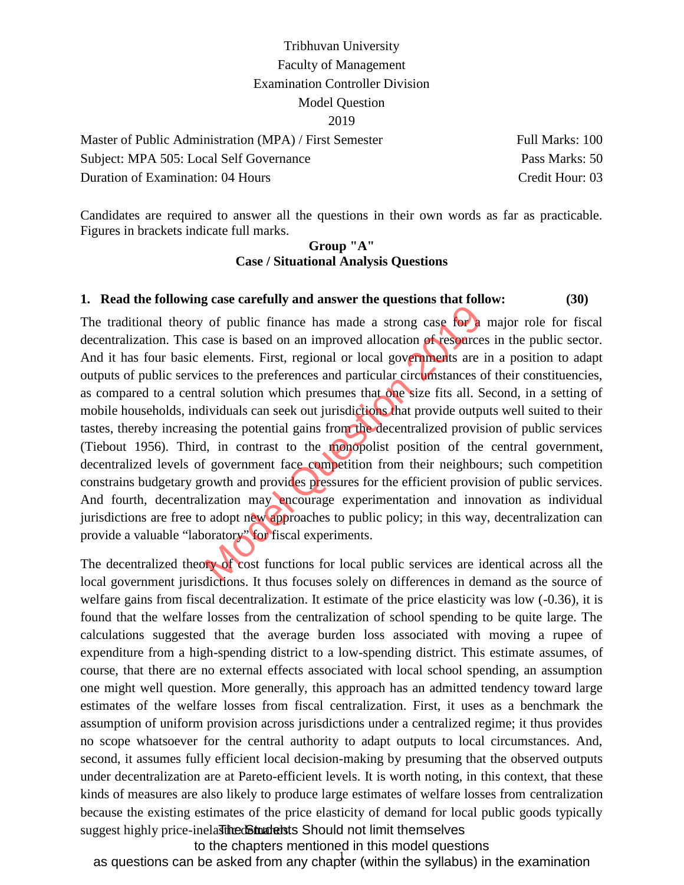Tribhuvan University

Faculty of Management

Examination Controller Division

Model Question

2019

| Master of Public Administration (MPA) / First Semester | Full Marks: 100 |
|---|---|
| Subject: MPA 505: Local Self Governance | Pass Marks: 50 |
| Duration of Examination: 04 Hours | Credit Hour: 03 |

Candidates are required to answer all the questions in their own words as far as practicable. Figures in brackets indicate full marks.

**Group "A"**

**Case / Situational Analysis Questions**

**1. Read the following case carefully and answer the questions that follow: (30)**

The traditional theory of public finance has made a strong case for a major role for fiscal decentralization. This case is based on an improved allocation of resources in the public sector. And it has four basic elements. First, regional or local governments are in a position to adapt outputs of public services to the preferences and particular circumstances of their constituencies, as compared to a central solution which presumes that one size fits all. Second, in a setting of mobile households, individuals can seek out jurisdictions that provide outputs well suited to their tastes, thereby increasing the potential gains from the decentralized provision of public services (Tiebout 1956). Third, in contrast to the monopolist position of the central government, decentralized levels of government face competition from their neighbours; such competition constrains budgetary growth and provides pressures for the efficient provision of public services. And fourth, decentralization may encourage experimentation and innovation as individual jurisdictions are free to adopt new approaches to public policy; in this way, decentralization can provide a valuable "laboratory" for fiscal experiments.

The decentralized theory of cost functions for local public services are identical across all the local government jurisdictions. It thus focuses solely on differences in demand as the source of welfare gains from fiscal decentralization. It estimate of the price elasticity was low (-0.36), it is found that the welfare losses from the centralization of school spending to be quite large. The calculations suggested that the average burden loss associated with moving a rupee of expenditure from a high-spending district to a low-spending district. This estimate assumes, of course, that there are no external effects associated with local school spending, an assumption one might well question. More generally, this approach has an admitted tendency toward large estimates of the welfare losses from fiscal centralization. First, it uses as a benchmark the assumption of uniform provision across jurisdictions under a centralized regime; it thus provides no scope whatsoever for the central authority to adapt outputs to local circumstances. And, second, it assumes fully efficient local decision-making by presuming that the observed outputs under decentralization are at Pareto-efficient levels. It is worth noting, in this context, that these kinds of measures are also likely to produce large estimates of welfare losses from centralization because the existing estimates of the price elasticity of demand for local public goods typically suggest highly price-inelastic demands.

The Students Should not limit themselves to the chapters mentioned in this model questions as questions can be asked from any chapter (within the syllabus) in the examination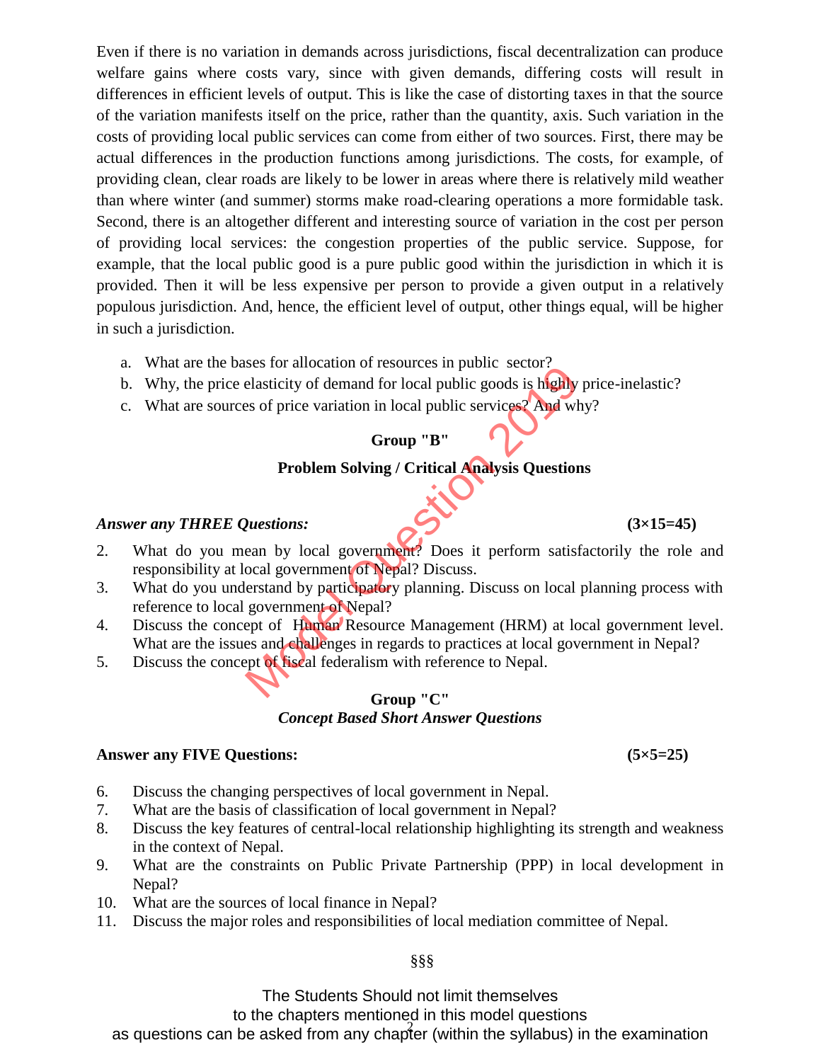Even if there is no variation in demands across jurisdictions, fiscal decentralization can produce welfare gains where costs vary, since with given demands, differing costs will result in differences in efficient levels of output. This is like the case of distorting taxes in that the source of the variation manifests itself on the price, rather than the quantity, axis. Such variation in the costs of providing local public services can come from either of two sources. First, there may be actual differences in the production functions among jurisdictions. The costs, for example, of providing clean, clear roads are likely to be lower in areas where there is relatively mild weather than where winter (and summer) storms make road-clearing operations a more formidable task. Second, there is an altogether different and interesting source of variation in the cost per person of providing local services: the congestion properties of the public service. Suppose, for example, that the local public good is a pure public good within the jurisdiction in which it is provided. Then it will be less expensive per person to provide a given output in a relatively populous jurisdiction. And, hence, the efficient level of output, other things equal, will be higher in such a jurisdiction.

a. What are the bases for allocation of resources in public sector?
b. Why, the price elasticity of demand for local public goods is highly price-inelastic?
c. What are sources of price variation in local public services? And why?

## Group "B"

### Problem Solving / Critical Analysis Questions

***Answer any THREE Questions:*** **(3×15=45)**

2. What do you mean by local government? Does it perform satisfactorily the role and responsibility at local government of Nepal? Discuss.
3. What do you understand by participatory planning. Discuss on local planning process with reference to local government of Nepal?
4. Discuss the concept of Human Resource Management (HRM) at local government level. What are the issues and challenges in regards to practices at local government in Nepal?
5. Discuss the concept of fiscal federalism with reference to Nepal.

## Group "C"

### *Concept Based Short Answer Questions*

**Answer any FIVE Questions:** **(5×5=25)**

6. Discuss the changing perspectives of local government in Nepal.
7. What are the basis of classification of local government in Nepal?
8. Discuss the key features of central-local relationship highlighting its strength and weakness in the context of Nepal.
9. What are the constraints on Public Private Partnership (PPP) in local development in Nepal?
10. What are the sources of local finance in Nepal?
11. Discuss the major roles and responsibilities of local mediation committee of Nepal.

§§§

The Students Should not limit themselves
to the chapters mentioned in this model questions
as questions can be asked from any chapter (within the syllabus) in the examination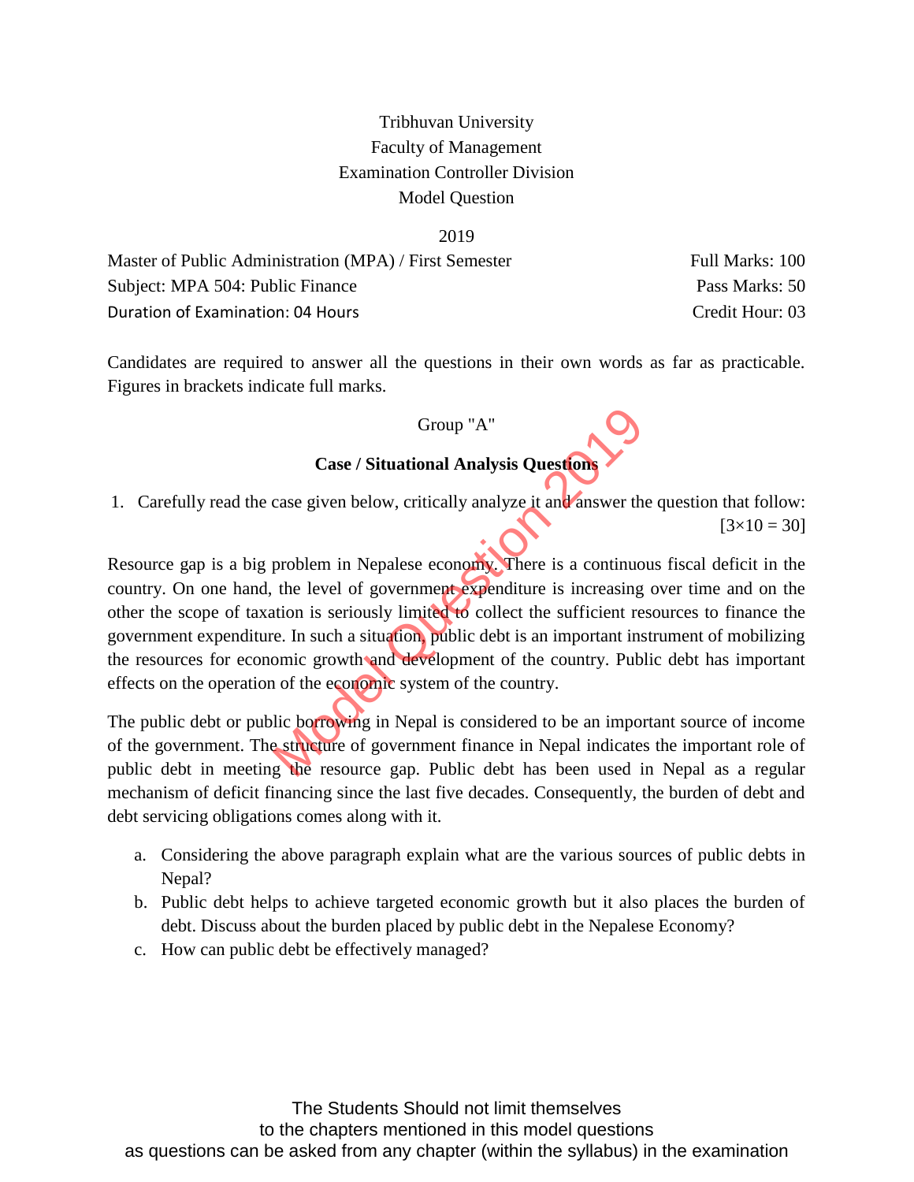Tribhuvan University

Faculty of Management

Examination Controller Division

Model Question

2019

Master of Public Administration (MPA) / First Semester — Full Marks: 100

Subject: MPA 504: Public Finance — Pass Marks: 50

Duration of Examination: 04 Hours — Credit Hour: 03

Candidates are required to answer all the questions in their own words as far as practicable. Figures in brackets indicate full marks.

## Group "A"

### Case / Situational Analysis Questions

1. Carefully read the case given below, critically analyze it and answer the question that follow: [3×10 = 30]

Resource gap is a big problem in Nepalese economy. There is a continuous fiscal deficit in the country. On one hand, the level of government expenditure is increasing over time and on the other the scope of taxation is seriously limited to collect the sufficient resources to finance the government expenditure. In such a situation, public debt is an important instrument of mobilizing the resources for economic growth and development of the country. Public debt has important effects on the operation of the economic system of the country.

The public debt or public borrowing in Nepal is considered to be an important source of income of the government. The structure of government finance in Nepal indicates the important role of public debt in meeting the resource gap. Public debt has been used in Nepal as a regular mechanism of deficit financing since the last five decades. Consequently, the burden of debt and debt servicing obligations comes along with it.

a. Considering the above paragraph explain what are the various sources of public debts in Nepal?

b. Public debt helps to achieve targeted economic growth but it also places the burden of debt. Discuss about the burden placed by public debt in the Nepalese Economy?

c. How can public debt be effectively managed?

The Students Should not limit themselves to the chapters mentioned in this model questions as questions can be asked from any chapter (within the syllabus) in the examination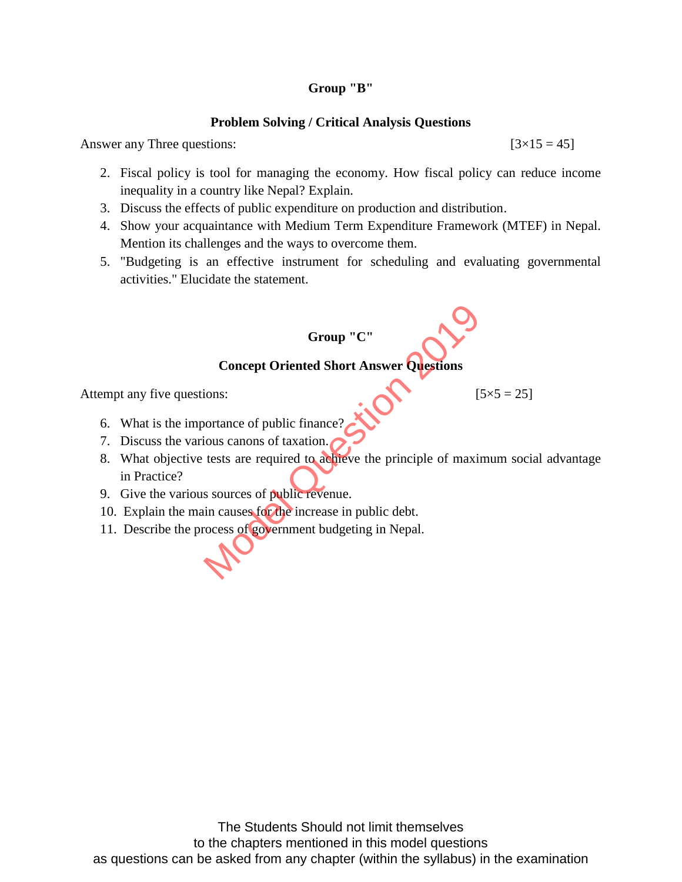## Group "B"

### Problem Solving / Critical Analysis Questions

Answer any Three questions: [3×15 = 45]

2. Fiscal policy is tool for managing the economy. How fiscal policy can reduce income inequality in a country like Nepal? Explain.
3. Discuss the effects of public expenditure on production and distribution.
4. Show your acquaintance with Medium Term Expenditure Framework (MTEF) in Nepal. Mention its challenges and the ways to overcome them.
5. "Budgeting is an effective instrument for scheduling and evaluating governmental activities." Elucidate the statement.

## Group "C"

### Concept Oriented Short Answer Questions

Attempt any five questions: [5×5 = 25]

6. What is the importance of public finance?
7. Discuss the various canons of taxation.
8. What objective tests are required to achieve the principle of maximum social advantage in Practice?
9. Give the various sources of public revenue.
10. Explain the main causes for the increase in public debt.
11. Describe the process of government budgeting in Nepal.

Model Question 2019

The Students Should not limit themselves
to the chapters mentioned in this model questions
as questions can be asked from any chapter (within the syllabus) in the examination